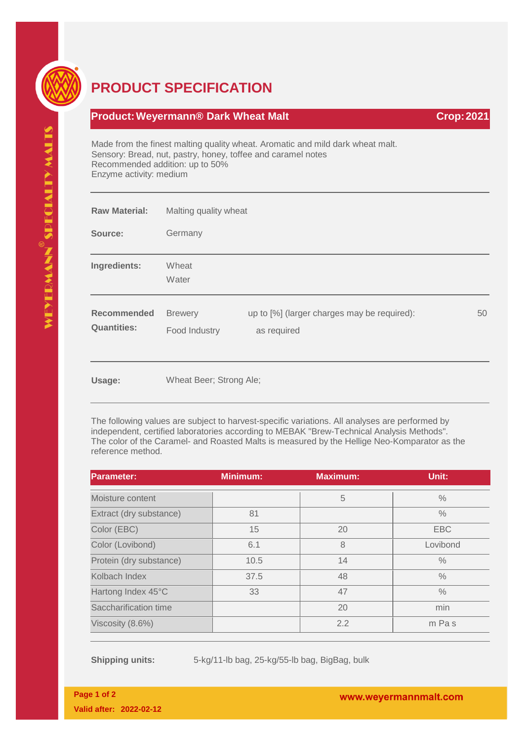# PRODUCT SPECIFICATION

## Product: Weyermann® Dark Wheat Malt — Crop: 2021

Made from the finest malting quality wheat. Aromatic and mild dark wheat malt.
Sensory: Bread, nut, pastry, honey, toffee and caramel notes
Recommended addition: up to 50%
Enzyme activity: medium

**Raw Material:** Malting quality wheat

**Source:** Germany

**Ingredients:** Wheat
Water

**Recommended Quantities:**

| | | |
|---|---|---|
| Brewery | up to [%] (larger charges may be required): | 50 |
| Food Industry | as required | |

**Usage:** Wheat Beer; Strong Ale;

The following values are subject to harvest-specific variations. All analyses are performed by independent, certified laboratories according to MEBAK "Brew-Technical Analysis Methods". The color of the Caramel- and Roasted Malts is measured by the Hellige Neo-Komparator as the reference method.

| Parameter: | Minimum: | Maximum: | Unit: |
|---|---|---|---|
| Moisture content | | 5 | % |
| Extract (dry substance) | 81 | | % |
| Color (EBC) | 15 | 20 | EBC |
| Color (Lovibond) | 6.1 | 8 | Lovibond |
| Protein (dry substance) | 10.5 | 14 | % |
| Kolbach Index | 37.5 | 48 | % |
| Hartong Index 45°C | 33 | 47 | % |
| Saccharification time | | 20 | min |
| Viscosity (8.6%) | | 2.2 | m Pa s |

**Shipping units:** 5-kg/11-lb bag, 25-kg/55-lb bag, BigBag, bulk

Valid after: 2022-02-12

www.weyermannmalt.com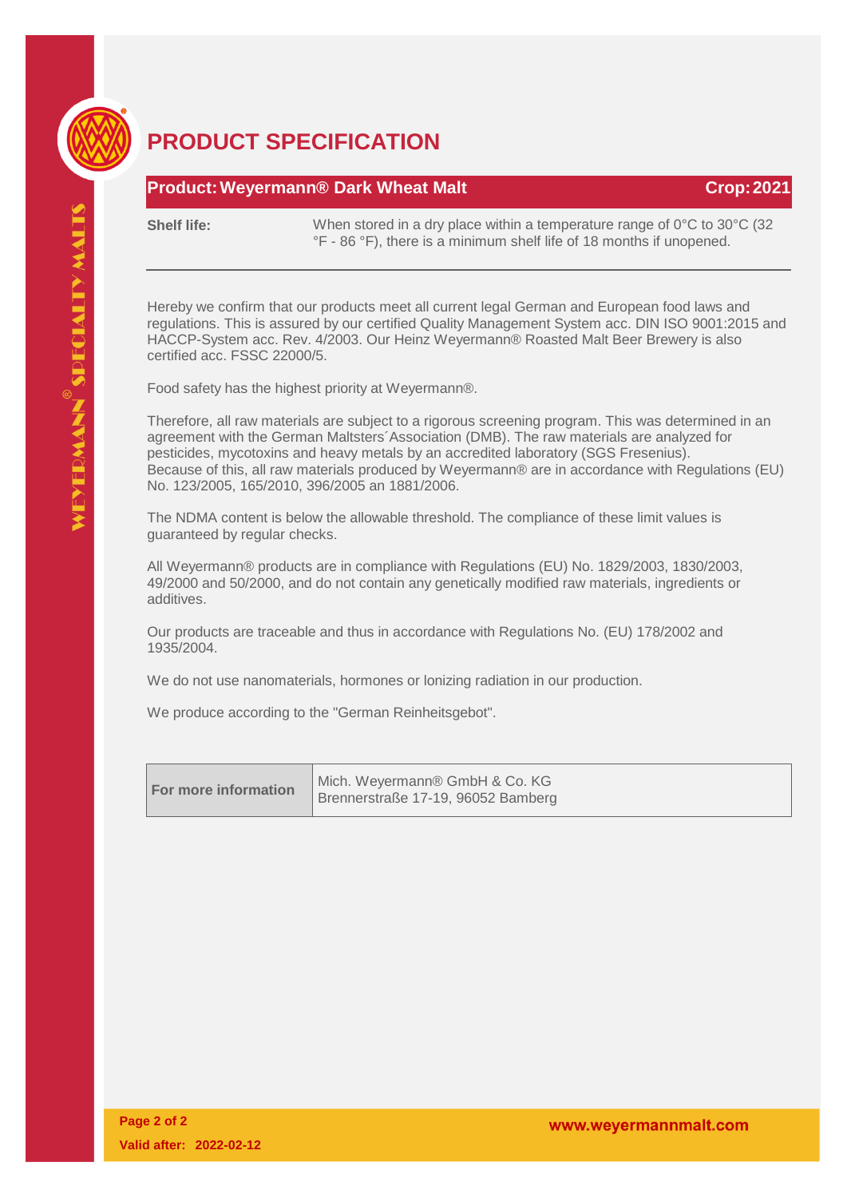# PRODUCT SPECIFICATION

| Product: Weyermann® Dark Wheat Malt | Crop: 2021 |
|---|---|

**Shelf life:** When stored in a dry place within a temperature range of 0°C to 30°C (32 °F - 86 °F), there is a minimum shelf life of 18 months if unopened.

---

Hereby we confirm that our products meet all current legal German and European food laws and regulations. This is assured by our certified Quality Management System acc. DIN ISO 9001:2015 and HACCP-System acc. Rev. 4/2003. Our Heinz Weyermann® Roasted Malt Beer Brewery is also certified acc. FSSC 22000/5.

Food safety has the highest priority at Weyermann®.

Therefore, all raw materials are subject to a rigorous screening program. This was determined in an agreement with the German Maltsters´Association (DMB). The raw materials are analyzed for pesticides, mycotoxins and heavy metals by an accredited laboratory (SGS Fresenius).
Because of this, all raw materials produced by Weyermann® are in accordance with Regulations (EU) No. 123/2005, 165/2010, 396/2005 an 1881/2006.

The NDMA content is below the allowable threshold. The compliance of these limit values is guaranteed by regular checks.

All Weyermann® products are in compliance with Regulations (EU) No. 1829/2003, 1830/2003, 49/2000 and 50/2000, and do not contain any genetically modified raw materials, ingredients or additives.

Our products are traceable and thus in accordance with Regulations No. (EU) 178/2002 and 1935/2004.

We do not use nanomaterials, hormones or Ionizing radiation in our production.

We produce according to the "German Reinheitsgebot".

| | |
|---|---|
| **For more information** | Mich. Weyermann® GmbH & Co. KG<br>Brennerstraße 17-19, 96052 Bamberg |

Valid after: 2022-02-12

www.weyermannmalt.com